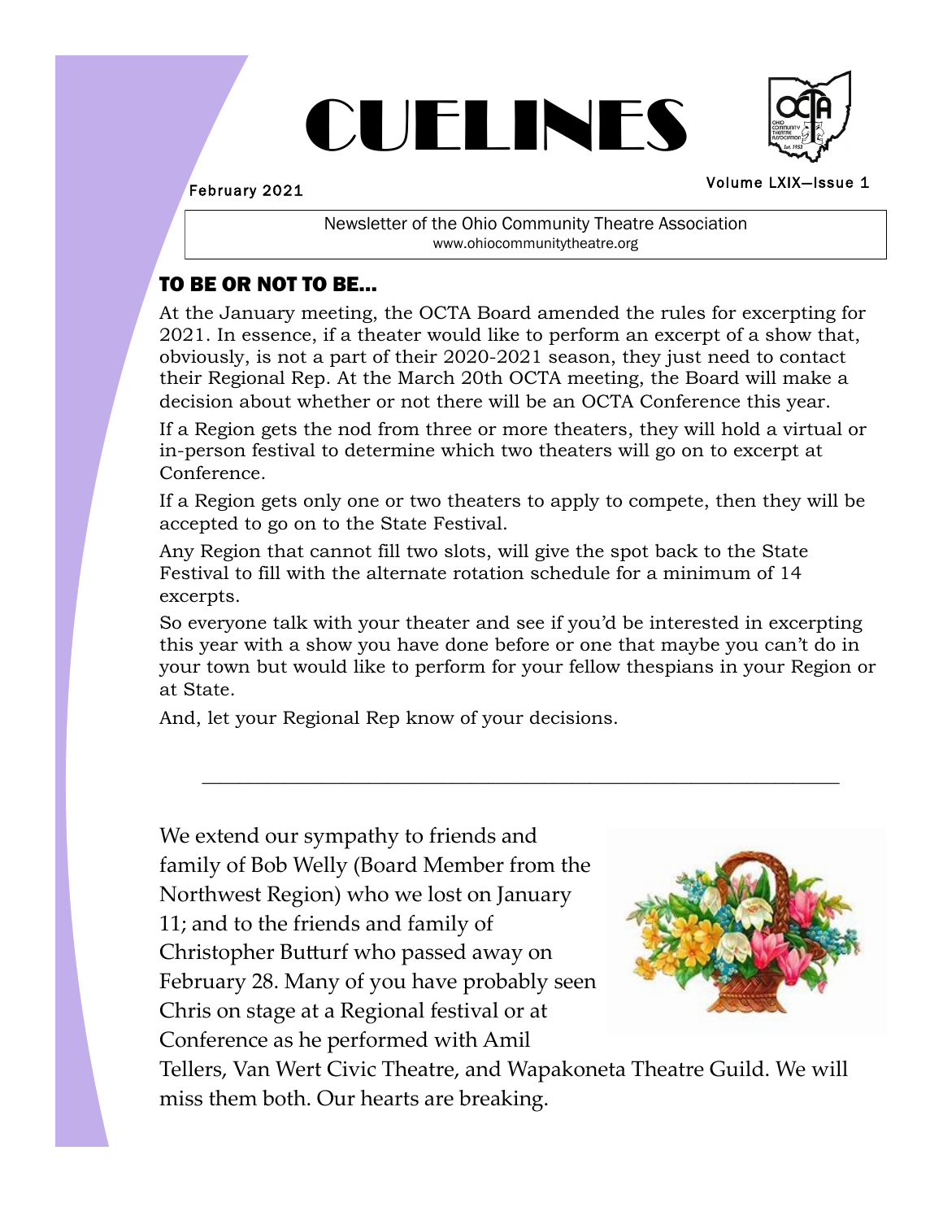# CUELINES

February 2021

Volume LXIX—Issue 1

Newsletter of the Ohio Community Theatre Association
www.ohiocommunitytheatre.org

## TO BE OR NOT TO BE…

At the January meeting, the OCTA Board amended the rules for excerpting for 2021. In essence, if a theater would like to perform an excerpt of a show that, obviously, is not a part of their 2020-2021 season, they just need to contact their Regional Rep. At the March 20th OCTA meeting, the Board will make a decision about whether or not there will be an OCTA Conference this year.

If a Region gets the nod from three or more theaters, they will hold a virtual or in-person festival to determine which two theaters will go on to excerpt at Conference.

If a Region gets only one or two theaters to apply to compete, then they will be accepted to go on to the State Festival.

Any Region that cannot fill two slots, will give the spot back to the State Festival to fill with the alternate rotation schedule for a minimum of 14 excerpts.

So everyone talk with your theater and see if you'd be interested in excerpting this year with a show you have done before or one that maybe you can't do in your town but would like to perform for your fellow thespians in your Region or at State.

And, let your Regional Rep know of your decisions.

---

We extend our sympathy to friends and family of Bob Welly (Board Member from the Northwest Region) who we lost on January 11; and to the friends and family of Christopher Butturf who passed away on February 28. Many of you have probably seen Chris on stage at a Regional festival or at Conference as he performed with Amil Tellers, Van Wert Civic Theatre, and Wapakoneta Theatre Guild. We will miss them both. Our hearts are breaking.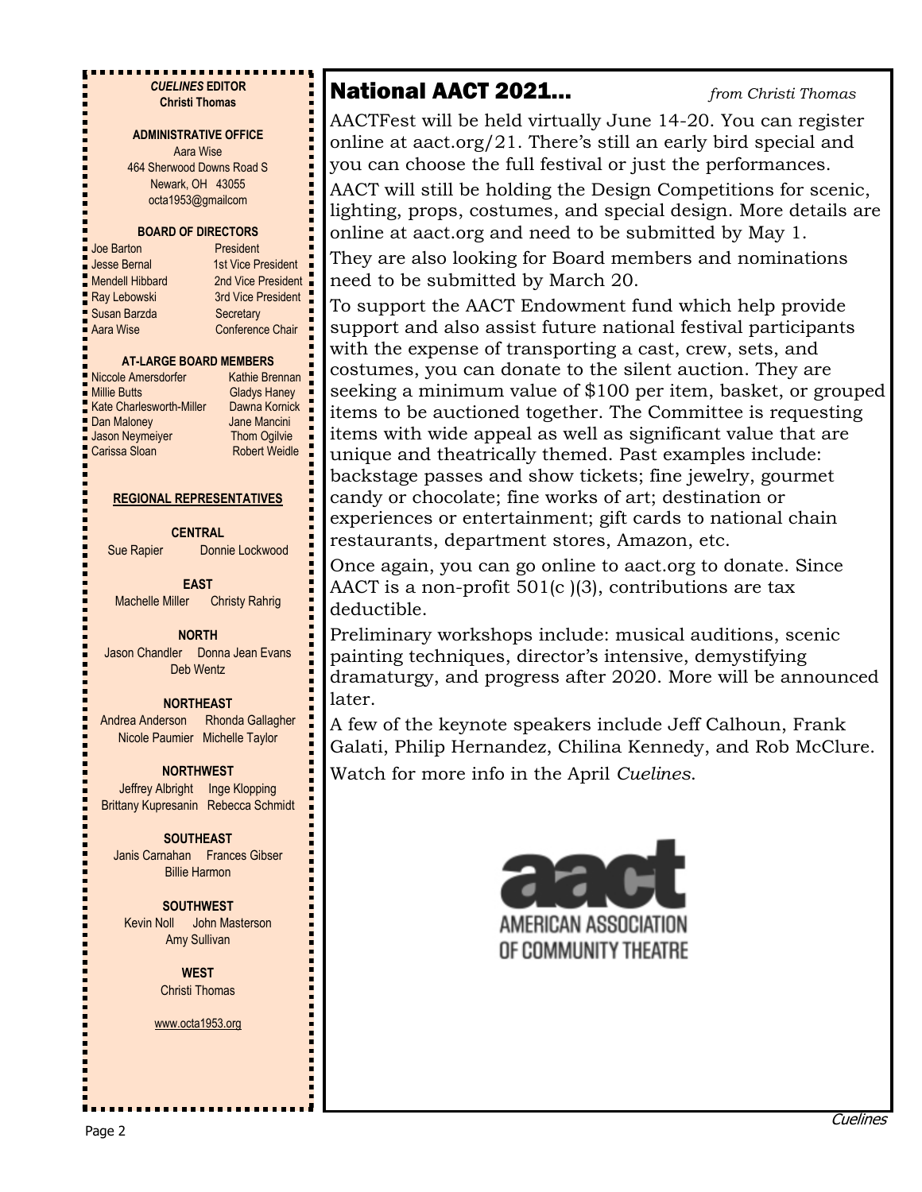***CUELINES* EDITOR**
**Christi Thomas**

**ADMINISTRATIVE OFFICE**
Aara Wise
464 Sherwood Downs Road S
Newark, OH 43055
octa1953@gmailcom

**BOARD OF DIRECTORS**

| | |
|---|---|
| Joe Barton | President |
| Jesse Bernal | 1st Vice President |
| Mendell Hibbard | 2nd Vice President |
| Ray Lebowski | 3rd Vice President |
| Susan Barzda | Secretary |
| Aara Wise | Conference Chair |

**AT-LARGE BOARD MEMBERS**

| | |
|---|---|
| Niccole Amersdorfer | Kathie Brennan |
| Millie Butts | Gladys Haney |
| Kate Charlesworth-Miller | Dawna Kornick |
| Dan Maloney | Jane Mancini |
| Jason Neymeiyer | Thom Ogilvie |
| Carissa Sloan | Robert Weidle |

**REGIONAL REPRESENTATIVES**

**CENTRAL**
Sue Rapier Donnie Lockwood

**EAST**
Machelle Miller Christy Rahrig

**NORTH**
Jason Chandler Donna Jean Evans
Deb Wentz

**NORTHEAST**
Andrea Anderson Rhonda Gallagher
Nicole Paumier Michelle Taylor

**NORTHWEST**
Jeffrey Albright Inge Klopping
Brittany Kupresanin Rebecca Schmidt

**SOUTHEAST**
Janis Carnahan Frances Gibser
Billie Harmon

**SOUTHWEST**
Kevin Noll John Masterson
Amy Sullivan

**WEST**
Christi Thomas

www.octa1953.org

## National AACT 2021...

*from Christi Thomas*

AACTFest will be held virtually June 14-20. You can register online at aact.org/21. There's still an early bird special and you can choose the full festival or just the performances.

AACT will still be holding the Design Competitions for scenic, lighting, props, costumes, and special design. More details are online at aact.org and need to be submitted by May 1.

They are also looking for Board members and nominations need to be submitted by March 20.

To support the AACT Endowment fund which help provide support and also assist future national festival participants with the expense of transporting a cast, crew, sets, and costumes, you can donate to the silent auction. They are seeking a minimum value of $100 per item, basket, or grouped items to be auctioned together. The Committee is requesting items with wide appeal as well as significant value that are unique and theatrically themed. Past examples include: backstage passes and show tickets; fine jewelry, gourmet candy or chocolate; fine works of art; destination or experiences or entertainment; gift cards to national chain restaurants, department stores, Amazon, etc.

Once again, you can go online to aact.org to donate. Since AACT is a non-profit 501(c )(3), contributions are tax deductible.

Preliminary workshops include: musical auditions, scenic painting techniques, director's intensive, demystifying dramaturgy, and progress after 2020. More will be announced later.

A few of the keynote speakers include Jeff Calhoun, Frank Galati, Philip Hernandez, Chilina Kennedy, and Rob McClure.

Watch for more info in the April *Cuelines*.

aact
AMERICAN ASSOCIATION OF COMMUNITY THEATRE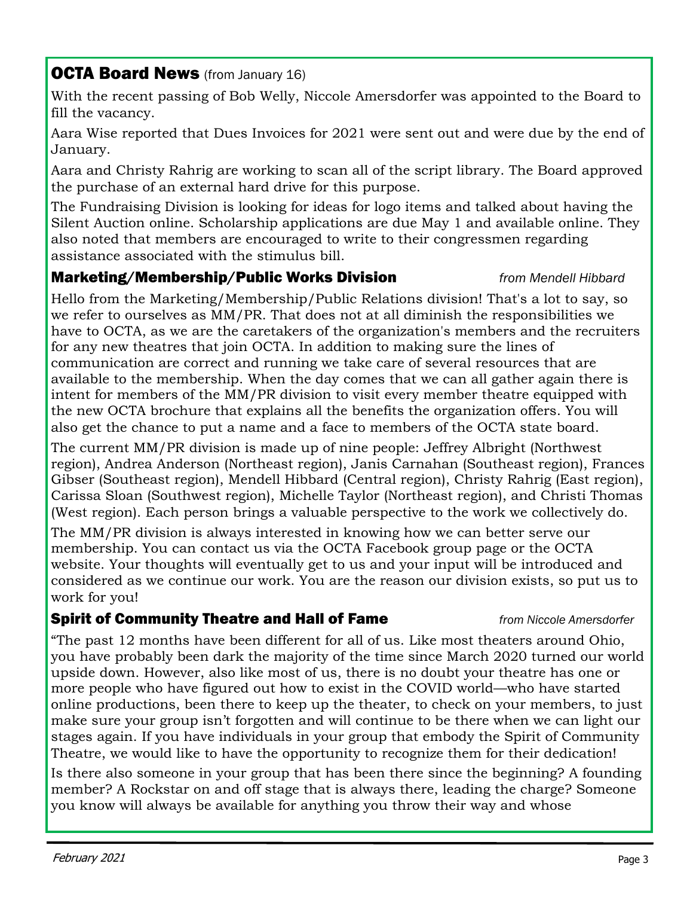## OCTA Board News (from January 16)

With the recent passing of Bob Welly, Niccole Amersdorfer was appointed to the Board to fill the vacancy.

Aara Wise reported that Dues Invoices for 2021 were sent out and were due by the end of January.

Aara and Christy Rahrig are working to scan all of the script library. The Board approved the purchase of an external hard drive for this purpose.

The Fundraising Division is looking for ideas for logo items and talked about having the Silent Auction online. Scholarship applications are due May 1 and available online. They also noted that members are encouraged to write to their congressmen regarding assistance associated with the stimulus bill.

## Marketing/Membership/Public Works Division

*from Mendell Hibbard*

Hello from the Marketing/Membership/Public Relations division! That's a lot to say, so we refer to ourselves as MM/PR. That does not at all diminish the responsibilities we have to OCTA, as we are the caretakers of the organization's members and the recruiters for any new theatres that join OCTA. In addition to making sure the lines of communication are correct and running we take care of several resources that are available to the membership. When the day comes that we can all gather again there is intent for members of the MM/PR division to visit every member theatre equipped with the new OCTA brochure that explains all the benefits the organization offers. You will also get the chance to put a name and a face to members of the OCTA state board.

The current MM/PR division is made up of nine people: Jeffrey Albright (Northwest region), Andrea Anderson (Northeast region), Janis Carnahan (Southeast region), Frances Gibser (Southeast region), Mendell Hibbard (Central region), Christy Rahrig (East region), Carissa Sloan (Southwest region), Michelle Taylor (Northeast region), and Christi Thomas (West region). Each person brings a valuable perspective to the work we collectively do.

The MM/PR division is always interested in knowing how we can better serve our membership. You can contact us via the OCTA Facebook group page or the OCTA website. Your thoughts will eventually get to us and your input will be introduced and considered as we continue our work. You are the reason our division exists, so put us to work for you!

## Spirit of Community Theatre and Hall of Fame

*from Niccole Amersdorfer*

"The past 12 months have been different for all of us. Like most theaters around Ohio, you have probably been dark the majority of the time since March 2020 turned our world upside down. However, also like most of us, there is no doubt your theatre has one or more people who have figured out how to exist in the COVID world—who have started online productions, been there to keep up the theater, to check on your members, to just make sure your group isn't forgotten and will continue to be there when we can light our stages again. If you have individuals in your group that embody the Spirit of Community Theatre, we would like to have the opportunity to recognize them for their dedication!

Is there also someone in your group that has been there since the beginning? A founding member? A Rockstar on and off stage that is always there, leading the charge? Someone you know will always be available for anything you throw their way and whose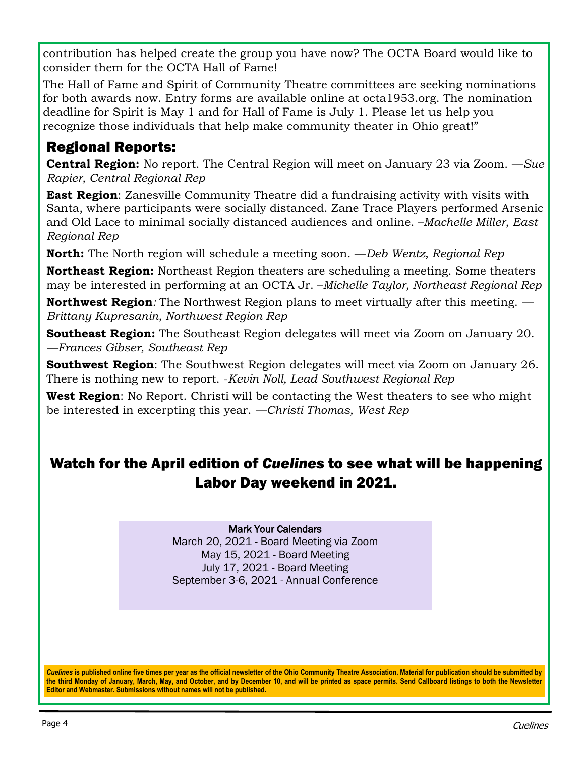contribution has helped create the group you have now? The OCTA Board would like to consider them for the OCTA Hall of Fame!

The Hall of Fame and Spirit of Community Theatre committees are seeking nominations for both awards now. Entry forms are available online at octa1953.org. The nomination deadline for Spirit is May 1 and for Hall of Fame is July 1. Please let us help you recognize those individuals that help make community theater in Ohio great!"

## Regional Reports:

**Central Region:** No report. The Central Region will meet on January 23 via Zoom. —*Sue Rapier, Central Regional Rep*

**East Region**: Zanesville Community Theatre did a fundraising activity with visits with Santa, where participants were socially distanced. Zane Trace Players performed Arsenic and Old Lace to minimal socially distanced audiences and online. –*Machelle Miller, East Regional Rep*

**North:** The North region will schedule a meeting soon. —*Deb Wentz, Regional Rep*

**Northeast Region:** Northeast Region theaters are scheduling a meeting. Some theaters may be interested in performing at an OCTA Jr. –*Michelle Taylor, Northeast Regional Rep*

**Northwest Region***:* The Northwest Region plans to meet virtually after this meeting. —*Brittany Kupresanin, Northwest Region Rep*

**Southeast Region:** The Southeast Region delegates will meet via Zoom on January 20. —*Frances Gibser, Southeast Rep*

**Southwest Region**: The Southwest Region delegates will meet via Zoom on January 26. There is nothing new to report. -*Kevin Noll, Lead Southwest Regional Rep*

**West Region**: No Report. Christi will be contacting the West theaters to see who might be interested in excerpting this year. —*Christi Thomas, West Rep*

## Watch for the April edition of *Cuelines* to see what will be happening Labor Day weekend in 2021.

Mark Your Calendars
March 20, 2021 - Board Meeting via Zoom
May 15, 2021 - Board Meeting
July 17, 2021 - Board Meeting
September 3-6, 2021 - Annual Conference

***Cuelines*** **is published online five times per year as the official newsletter of the Ohio Community Theatre Association. Material for publication should be submitted by the third Monday of January, March, May, and October, and by December 10, and will be printed as space permits. Send Callboard listings to both the Newsletter Editor and Webmaster. Submissions without names will not be published.**